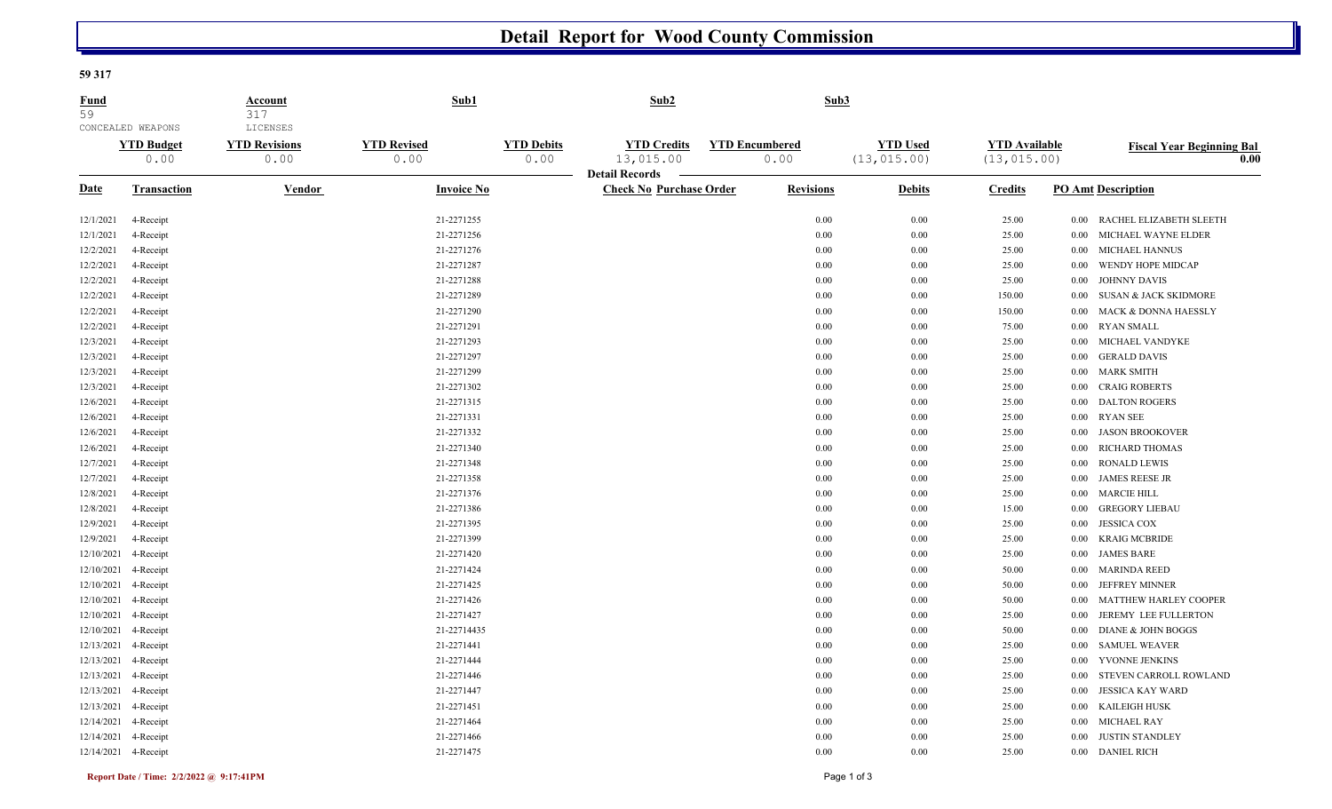# Detail Report for Wood County Commission

**59 317**

| Fund | Account | Sub1 | Sub2 | Sub3 |
|---|---|---|---|---|
| 59 | 317 | | | |
| CONCEALED WEAPONS | LICENSES | | | |

| YTD Budget | YTD Revisions | YTD Revised | YTD Debits | YTD Credits | YTD Encumbered | YTD Used | YTD Available | Fiscal Year Beginning Bal |
|---|---|---|---|---|---|---|---|---|
| 0.00 | 0.00 | 0.00 | 0.00 | 13,015.00 | 0.00 | (13,015.00) | (13,015.00) | 0.00 |

**Detail Records**

| Date | Transaction | Vendor | Invoice No | Check No | Purchase Order | Revisions | Debits | Credits | PO Amt | Description |
|---|---|---|---|---|---|---|---|---|---|---|
| 12/1/2021 | 4-Receipt | | 21-2271255 | | | 0.00 | 0.00 | 25.00 | 0.00 | RACHEL ELIZABETH SLEETH |
| 12/1/2021 | 4-Receipt | | 21-2271256 | | | 0.00 | 0.00 | 25.00 | 0.00 | MICHAEL WAYNE ELDER |
| 12/2/2021 | 4-Receipt | | 21-2271276 | | | 0.00 | 0.00 | 25.00 | 0.00 | MICHAEL HANNUS |
| 12/2/2021 | 4-Receipt | | 21-2271287 | | | 0.00 | 0.00 | 25.00 | 0.00 | WENDY HOPE MIDCAP |
| 12/2/2021 | 4-Receipt | | 21-2271288 | | | 0.00 | 0.00 | 25.00 | 0.00 | JOHNNY DAVIS |
| 12/2/2021 | 4-Receipt | | 21-2271289 | | | 0.00 | 0.00 | 150.00 | 0.00 | SUSAN & JACK SKIDMORE |
| 12/2/2021 | 4-Receipt | | 21-2271290 | | | 0.00 | 0.00 | 150.00 | 0.00 | MACK & DONNA HAESSLY |
| 12/2/2021 | 4-Receipt | | 21-2271291 | | | 0.00 | 0.00 | 75.00 | 0.00 | RYAN SMALL |
| 12/3/2021 | 4-Receipt | | 21-2271293 | | | 0.00 | 0.00 | 25.00 | 0.00 | MICHAEL VANDYKE |
| 12/3/2021 | 4-Receipt | | 21-2271297 | | | 0.00 | 0.00 | 25.00 | 0.00 | GERALD DAVIS |
| 12/3/2021 | 4-Receipt | | 21-2271299 | | | 0.00 | 0.00 | 25.00 | 0.00 | MARK SMITH |
| 12/3/2021 | 4-Receipt | | 21-2271302 | | | 0.00 | 0.00 | 25.00 | 0.00 | CRAIG ROBERTS |
| 12/6/2021 | 4-Receipt | | 21-2271315 | | | 0.00 | 0.00 | 25.00 | 0.00 | DALTON ROGERS |
| 12/6/2021 | 4-Receipt | | 21-2271331 | | | 0.00 | 0.00 | 25.00 | 0.00 | RYAN SEE |
| 12/6/2021 | 4-Receipt | | 21-2271332 | | | 0.00 | 0.00 | 25.00 | 0.00 | JASON BROOKOVER |
| 12/6/2021 | 4-Receipt | | 21-2271340 | | | 0.00 | 0.00 | 25.00 | 0.00 | RICHARD THOMAS |
| 12/7/2021 | 4-Receipt | | 21-2271348 | | | 0.00 | 0.00 | 25.00 | 0.00 | RONALD LEWIS |
| 12/7/2021 | 4-Receipt | | 21-2271358 | | | 0.00 | 0.00 | 25.00 | 0.00 | JAMES REESE JR |
| 12/8/2021 | 4-Receipt | | 21-2271376 | | | 0.00 | 0.00 | 25.00 | 0.00 | MARCIE HILL |
| 12/8/2021 | 4-Receipt | | 21-2271386 | | | 0.00 | 0.00 | 15.00 | 0.00 | GREGORY LIEBAU |
| 12/9/2021 | 4-Receipt | | 21-2271395 | | | 0.00 | 0.00 | 25.00 | 0.00 | JESSICA COX |
| 12/9/2021 | 4-Receipt | | 21-2271399 | | | 0.00 | 0.00 | 25.00 | 0.00 | KRAIG MCBRIDE |
| 12/10/2021 | 4-Receipt | | 21-2271420 | | | 0.00 | 0.00 | 25.00 | 0.00 | JAMES BARE |
| 12/10/2021 | 4-Receipt | | 21-2271424 | | | 0.00 | 0.00 | 50.00 | 0.00 | MARINDA REED |
| 12/10/2021 | 4-Receipt | | 21-2271425 | | | 0.00 | 0.00 | 50.00 | 0.00 | JEFFREY MINNER |
| 12/10/2021 | 4-Receipt | | 21-2271426 | | | 0.00 | 0.00 | 50.00 | 0.00 | MATTHEW HARLEY COOPER |
| 12/10/2021 | 4-Receipt | | 21-2271427 | | | 0.00 | 0.00 | 25.00 | 0.00 | JEREMY LEE FULLERTON |
| 12/10/2021 | 4-Receipt | | 21-22714435 | | | 0.00 | 0.00 | 50.00 | 0.00 | DIANE & JOHN BOGGS |
| 12/13/2021 | 4-Receipt | | 21-2271441 | | | 0.00 | 0.00 | 25.00 | 0.00 | SAMUEL WEAVER |
| 12/13/2021 | 4-Receipt | | 21-2271444 | | | 0.00 | 0.00 | 25.00 | 0.00 | YVONNE JENKINS |
| 12/13/2021 | 4-Receipt | | 21-2271446 | | | 0.00 | 0.00 | 25.00 | 0.00 | STEVEN CARROLL ROWLAND |
| 12/13/2021 | 4-Receipt | | 21-2271447 | | | 0.00 | 0.00 | 25.00 | 0.00 | JESSICA KAY WARD |
| 12/13/2021 | 4-Receipt | | 21-2271451 | | | 0.00 | 0.00 | 25.00 | 0.00 | KAILEIGH HUSK |
| 12/14/2021 | 4-Receipt | | 21-2271464 | | | 0.00 | 0.00 | 25.00 | 0.00 | MICHAEL RAY |
| 12/14/2021 | 4-Receipt | | 21-2271466 | | | 0.00 | 0.00 | 25.00 | 0.00 | JUSTIN STANDLEY |
| 12/14/2021 | 4-Receipt | | 21-2271475 | | | 0.00 | 0.00 | 25.00 | 0.00 | DANIEL RICH |

**Report Date / Time: 2/2/2022 @ 9:17:41PM**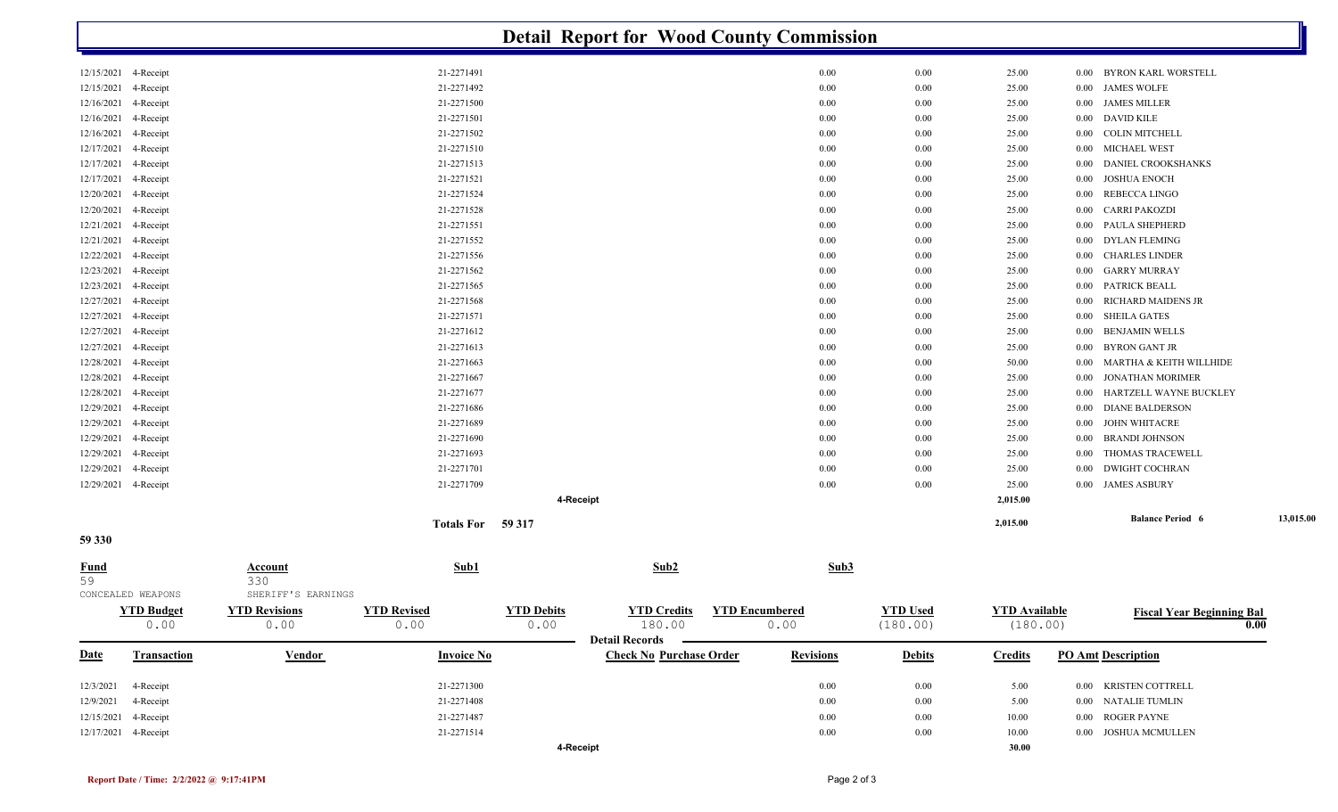# Detail Report for Wood County Commission

| Date | Transaction | Vendor | Invoice No | Check No | Purchase Order | Revisions | Debits | Credits | PO Amt | Description |
|---|---|---|---|---|---|---|---|---|---|---|
| 12/15/2021 | 4-Receipt | | 21-2271491 | | | 0.00 | 0.00 | 25.00 | 0.00 | BYRON KARL WORSTELL |
| 12/15/2021 | 4-Receipt | | 21-2271492 | | | 0.00 | 0.00 | 25.00 | 0.00 | JAMES WOLFE |
| 12/16/2021 | 4-Receipt | | 21-2271500 | | | 0.00 | 0.00 | 25.00 | 0.00 | JAMES MILLER |
| 12/16/2021 | 4-Receipt | | 21-2271501 | | | 0.00 | 0.00 | 25.00 | 0.00 | DAVID KILE |
| 12/16/2021 | 4-Receipt | | 21-2271502 | | | 0.00 | 0.00 | 25.00 | 0.00 | COLIN MITCHELL |
| 12/17/2021 | 4-Receipt | | 21-2271510 | | | 0.00 | 0.00 | 25.00 | 0.00 | MICHAEL WEST |
| 12/17/2021 | 4-Receipt | | 21-2271513 | | | 0.00 | 0.00 | 25.00 | 0.00 | DANIEL CROOKSHANKS |
| 12/17/2021 | 4-Receipt | | 21-2271521 | | | 0.00 | 0.00 | 25.00 | 0.00 | JOSHUA ENOCH |
| 12/20/2021 | 4-Receipt | | 21-2271524 | | | 0.00 | 0.00 | 25.00 | 0.00 | REBECCA LINGO |
| 12/20/2021 | 4-Receipt | | 21-2271528 | | | 0.00 | 0.00 | 25.00 | 0.00 | CARRI PAKOZDI |
| 12/21/2021 | 4-Receipt | | 21-2271551 | | | 0.00 | 0.00 | 25.00 | 0.00 | PAULA SHEPHERD |
| 12/21/2021 | 4-Receipt | | 21-2271552 | | | 0.00 | 0.00 | 25.00 | 0.00 | DYLAN FLEMING |
| 12/22/2021 | 4-Receipt | | 21-2271556 | | | 0.00 | 0.00 | 25.00 | 0.00 | CHARLES LINDER |
| 12/23/2021 | 4-Receipt | | 21-2271562 | | | 0.00 | 0.00 | 25.00 | 0.00 | GARRY MURRAY |
| 12/23/2021 | 4-Receipt | | 21-2271565 | | | 0.00 | 0.00 | 25.00 | 0.00 | PATRICK BEALL |
| 12/27/2021 | 4-Receipt | | 21-2271568 | | | 0.00 | 0.00 | 25.00 | 0.00 | RICHARD MAIDENS JR |
| 12/27/2021 | 4-Receipt | | 21-2271571 | | | 0.00 | 0.00 | 25.00 | 0.00 | SHEILA GATES |
| 12/27/2021 | 4-Receipt | | 21-2271612 | | | 0.00 | 0.00 | 25.00 | 0.00 | BENJAMIN WELLS |
| 12/27/2021 | 4-Receipt | | 21-2271613 | | | 0.00 | 0.00 | 25.00 | 0.00 | BYRON GANT JR |
| 12/28/2021 | 4-Receipt | | 21-2271663 | | | 0.00 | 0.00 | 50.00 | 0.00 | MARTHA & KEITH WILLHIDE |
| 12/28/2021 | 4-Receipt | | 21-2271667 | | | 0.00 | 0.00 | 25.00 | 0.00 | JONATHAN MORIMER |
| 12/28/2021 | 4-Receipt | | 21-2271677 | | | 0.00 | 0.00 | 25.00 | 0.00 | HARTZELL WAYNE BUCKLEY |
| 12/29/2021 | 4-Receipt | | 21-2271686 | | | 0.00 | 0.00 | 25.00 | 0.00 | DIANE BALDERSON |
| 12/29/2021 | 4-Receipt | | 21-2271689 | | | 0.00 | 0.00 | 25.00 | 0.00 | JOHN WHITACRE |
| 12/29/2021 | 4-Receipt | | 21-2271690 | | | 0.00 | 0.00 | 25.00 | 0.00 | BRANDI JOHNSON |
| 12/29/2021 | 4-Receipt | | 21-2271693 | | | 0.00 | 0.00 | 25.00 | 0.00 | THOMAS TRACEWELL |
| 12/29/2021 | 4-Receipt | | 21-2271701 | | | 0.00 | 0.00 | 25.00 | 0.00 | DWIGHT COCHRAN |
| 12/29/2021 | 4-Receipt | | 21-2271709 | | | 0.00 | 0.00 | 25.00 | 0.00 | JAMES ASBURY |
| | | | | 4-Receipt | | | | 2,015.00 | | |
| | | | Totals For 59 317 | | | | | 2,015.00 | | Balance Period 6 — 13,015.00 |

## 59 330

| Fund | Account | Sub1 | Sub2 | Sub3 |
|---|---|---|---|---|
| 59 | 330 | | | |
| CONCEALED WEAPONS | SHERIFF'S EARNINGS | | | |

| YTD Budget | YTD Revisions | YTD Revised | YTD Debits | YTD Credits | YTD Encumbered | YTD Used | YTD Available | Fiscal Year Beginning Bal |
|---|---|---|---|---|---|---|---|---|
| 0.00 | 0.00 | 0.00 | 0.00 | 180.00 | 0.00 | (180.00) | (180.00) | 0.00 |

**Detail Records**

| Date | Transaction | Vendor | Invoice No | Check No | Purchase Order | Revisions | Debits | Credits | PO Amt | Description |
|---|---|---|---|---|---|---|---|---|---|---|
| 12/3/2021 | 4-Receipt | | 21-2271300 | | | 0.00 | 0.00 | 5.00 | 0.00 | KRISTEN COTTRELL |
| 12/9/2021 | 4-Receipt | | 21-2271408 | | | 0.00 | 0.00 | 5.00 | 0.00 | NATALIE TUMLIN |
| 12/15/2021 | 4-Receipt | | 21-2271487 | | | 0.00 | 0.00 | 10.00 | 0.00 | ROGER PAYNE |
| 12/17/2021 | 4-Receipt | | 21-2271514 | | | 0.00 | 0.00 | 10.00 | 0.00 | JOSHUA MCMULLEN |
| | | | | 4-Receipt | | | | 30.00 | | |

**Report Date / Time: 2/2/2022 @ 9:17:41PM**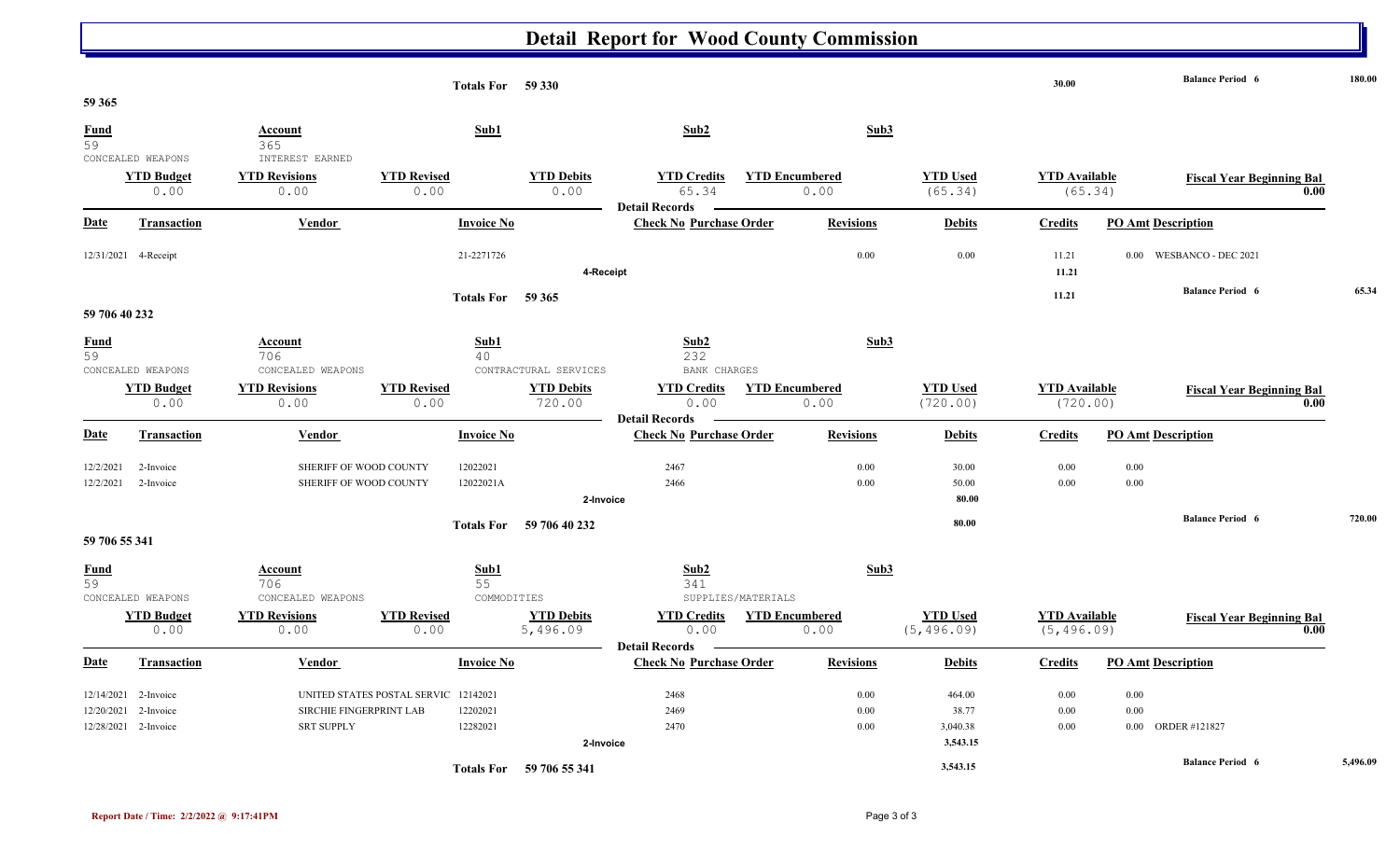# Detail Report for Wood County Commission

| | | | | | |
|---|---|---|---|---|---|
| Totals For | 59 330 | 30.00 | | Balance Period 6 | 180.00 |

**59 365**

| Fund | Account | Sub1 | Sub2 | Sub3 |
|---|---|---|---|---|
| 59 | 365 | | | |
| CONCEALED WEAPONS | INTEREST EARNED | | | |

| YTD Budget | YTD Revisions | YTD Revised | YTD Debits | YTD Credits | YTD Encumbered | YTD Used | YTD Available | Fiscal Year Beginning Bal |
|---|---|---|---|---|---|---|---|---|
| 0.00 | 0.00 | 0.00 | 0.00 | 65.34 | 0.00 | (65.34) | (65.34) | 0.00 |

Detail Records

| Date | Transaction | Vendor | Invoice No | Check No | Purchase Order | Revisions | Debits | Credits | PO Amt | Description |
|---|---|---|---|---|---|---|---|---|---|---|
| 12/31/2021 | 4-Receipt | | 21-2271726 | | | 0.00 | 0.00 | 11.21 | 0.00 | WESBANCO - DEC 2021 |
| | | | | 4-Receipt | | | | 11.21 | | |
| | | | Totals For 59 365 | | | | | 11.21 | | Balance Period 6 65.34 |

**59 706 40 232**

| Fund | Account | Sub1 | Sub2 | Sub3 |
|---|---|---|---|---|
| 59 | 706 | 40 | 232 | |
| CONCEALED WEAPONS | CONCEALED WEAPONS | CONTRACTURAL SERVICES | BANK CHARGES | |

| YTD Budget | YTD Revisions | YTD Revised | YTD Debits | YTD Credits | YTD Encumbered | YTD Used | YTD Available | Fiscal Year Beginning Bal |
|---|---|---|---|---|---|---|---|---|
| 0.00 | 0.00 | 0.00 | 720.00 | 0.00 | 0.00 | (720.00) | (720.00) | 0.00 |

Detail Records

| Date | Transaction | Vendor | Invoice No | Check No | Purchase Order | Revisions | Debits | Credits | PO Amt | Description |
|---|---|---|---|---|---|---|---|---|---|---|
| 12/2/2021 | 2-Invoice | SHERIFF OF WOOD COUNTY | 12022021 | 2467 | | 0.00 | 30.00 | 0.00 | 0.00 | |
| 12/2/2021 | 2-Invoice | SHERIFF OF WOOD COUNTY | 12022021A | 2466 | | 0.00 | 50.00 | 0.00 | 0.00 | |
| | | | | 2-Invoice | | | 80.00 | | | |
| | | | Totals For 59 706 40 232 | | | | 80.00 | | | Balance Period 6 720.00 |

**59 706 55 341**

| Fund | Account | Sub1 | Sub2 | Sub3 |
|---|---|---|---|---|
| 59 | 706 | 55 | 341 | |
| CONCEALED WEAPONS | CONCEALED WEAPONS | COMMODITIES | SUPPLIES/MATERIALS | |

| YTD Budget | YTD Revisions | YTD Revised | YTD Debits | YTD Credits | YTD Encumbered | YTD Used | YTD Available | Fiscal Year Beginning Bal |
|---|---|---|---|---|---|---|---|---|
| 0.00 | 0.00 | 0.00 | 5,496.09 | 0.00 | 0.00 | (5,496.09) | (5,496.09) | 0.00 |

Detail Records

| Date | Transaction | Vendor | Invoice No | Check No | Purchase Order | Revisions | Debits | Credits | PO Amt | Description |
|---|---|---|---|---|---|---|---|---|---|---|
| 12/14/2021 | 2-Invoice | UNITED STATES POSTAL SERVIC | 12142021 | 2468 | | 0.00 | 464.00 | 0.00 | 0.00 | |
| 12/20/2021 | 2-Invoice | SIRCHIE FINGERPRINT LAB | 12202021 | 2469 | | 0.00 | 38.77 | 0.00 | 0.00 | |
| 12/28/2021 | 2-Invoice | SRT SUPPLY | 12282021 | 2470 | | 0.00 | 3,040.38 | 0.00 | 0.00 | ORDER #121827 |
| | | | | 2-Invoice | | | 3,543.15 | | | |
| | | | Totals For 59 706 55 341 | | | | 3,543.15 | | | Balance Period 6 5,496.09 |

Report Date / Time: 2/2/2022 @ 9:17:41PM